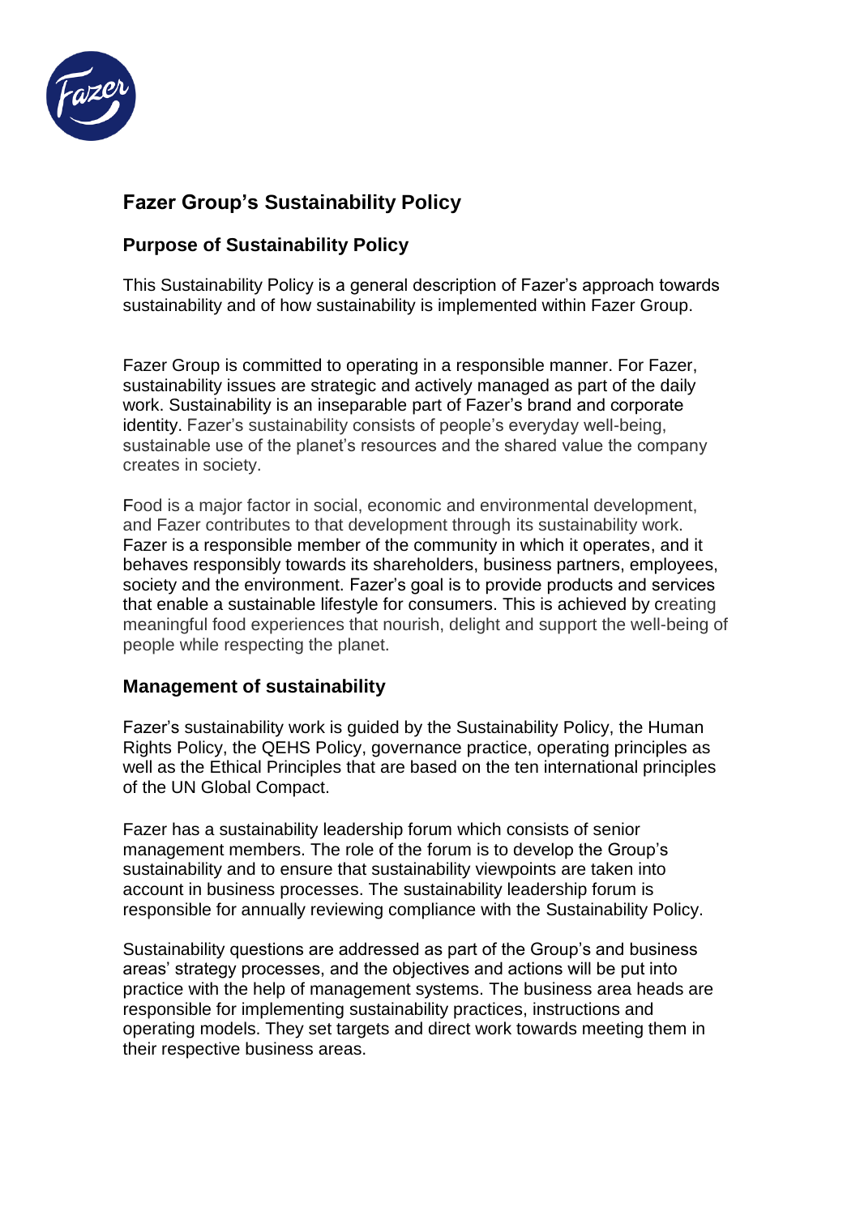# Fazer Group's Sustainability Policy

## Purpose of Sustainability Policy

This Sustainability Policy is a general description of Fazer's approach towards sustainability and of how sustainability is implemented within Fazer Group.

Fazer Group is committed to operating in a responsible manner. For Fazer, sustainability issues are strategic and actively managed as part of the daily work. Sustainability is an inseparable part of Fazer's brand and corporate identity. Fazer's sustainability consists of people's everyday well-being, sustainable use of the planet's resources and the shared value the company creates in society.

Food is a major factor in social, economic and environmental development, and Fazer contributes to that development through its sustainability work. Fazer is a responsible member of the community in which it operates, and it behaves responsibly towards its shareholders, business partners, employees, society and the environment. Fazer's goal is to provide products and services that enable a sustainable lifestyle for consumers. This is achieved by creating meaningful food experiences that nourish, delight and support the well-being of people while respecting the planet.

## Management of sustainability

Fazer's sustainability work is guided by the Sustainability Policy, the Human Rights Policy, the QEHS Policy, governance practice, operating principles as well as the Ethical Principles that are based on the ten international principles of the UN Global Compact.

Fazer has a sustainability leadership forum which consists of senior management members. The role of the forum is to develop the Group's sustainability and to ensure that sustainability viewpoints are taken into account in business processes. The sustainability leadership forum is responsible for annually reviewing compliance with the Sustainability Policy.

Sustainability questions are addressed as part of the Group's and business areas' strategy processes, and the objectives and actions will be put into practice with the help of management systems. The business area heads are responsible for implementing sustainability practices, instructions and operating models. They set targets and direct work towards meeting them in their respective business areas.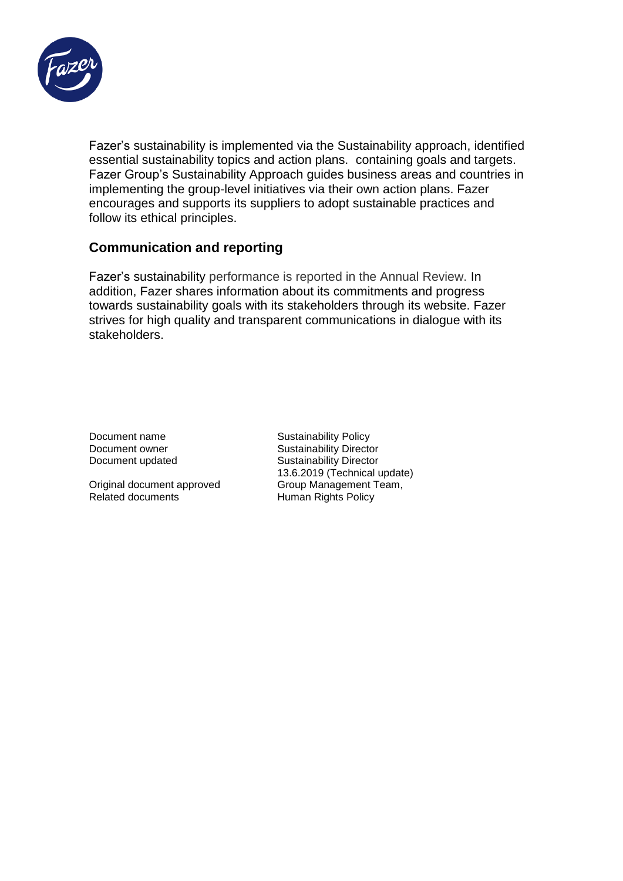Fazer's sustainability is implemented via the Sustainability approach, identified essential sustainability topics and action plans.  containing goals and targets. Fazer Group's Sustainability Approach guides business areas and countries in implementing the group-level initiatives via their own action plans. Fazer encourages and supports its suppliers to adopt sustainable practices and follow its ethical principles.

## Communication and reporting

Fazer's sustainability performance is reported in the Annual Review. In addition, Fazer shares information about its commitments and progress towards sustainability goals with its stakeholders through its website. Fazer strives for high quality and transparent communications in dialogue with its stakeholders.

| | |
|---|---|
| Document name | Sustainability Policy |
| Document owner | Sustainability Director |
| Document updated | Sustainability Director<br>13.6.2019 (Technical update) |
| Original document approved | Group Management Team, |
| Related documents | Human Rights Policy |